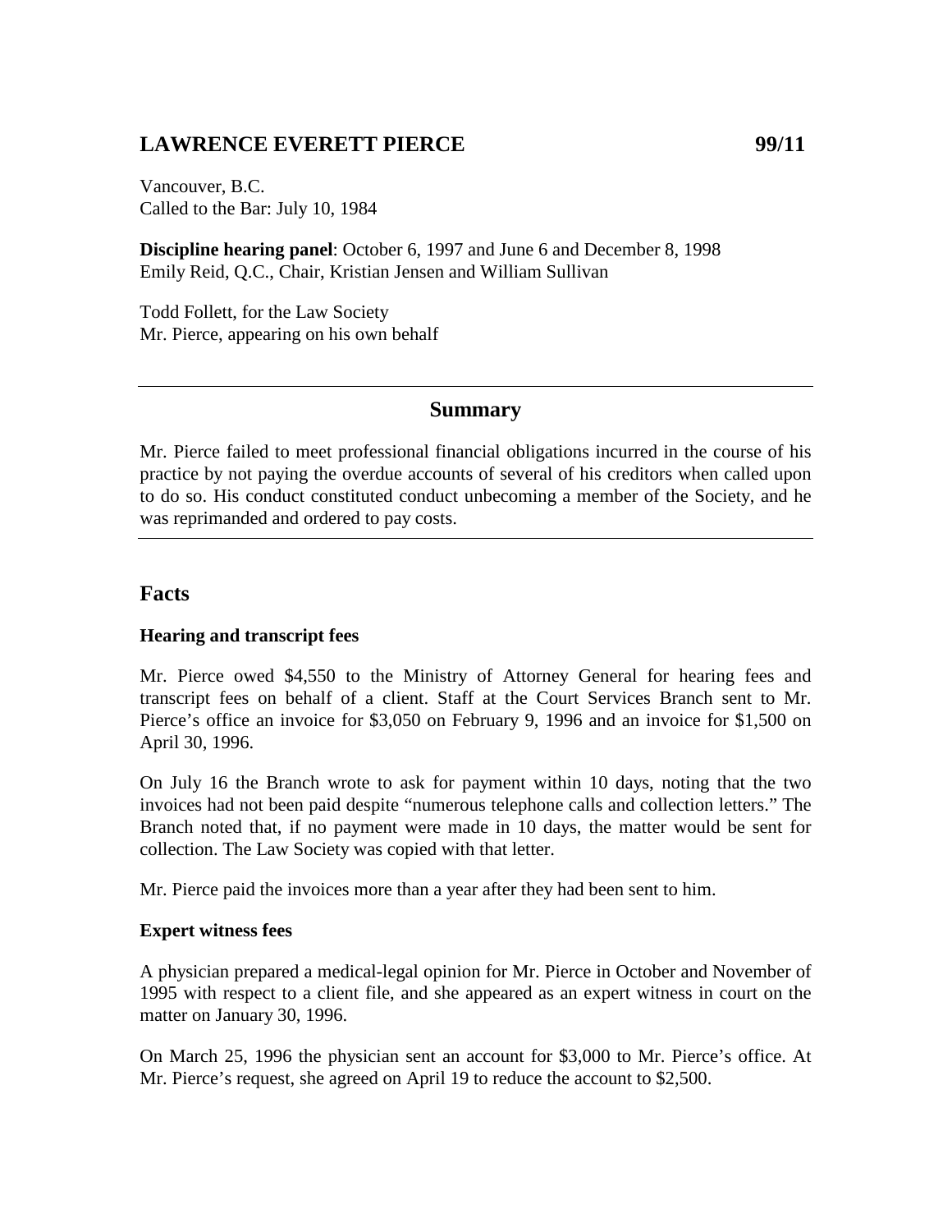# LAWRENCE EVERETT PIERCE 99/11

Vancouver, B.C.
Called to the Bar: July 10, 1984

**Discipline hearing panel**: October 6, 1997 and June 6 and December 8, 1998
Emily Reid, Q.C., Chair, Kristian Jensen and William Sullivan

Todd Follett, for the Law Society
Mr. Pierce, appearing on his own behalf

---

## Summary

Mr. Pierce failed to meet professional financial obligations incurred in the course of his practice by not paying the overdue accounts of several of his creditors when called upon to do so. His conduct constituted conduct unbecoming a member of the Society, and he was reprimanded and ordered to pay costs.

---

## Facts

### Hearing and transcript fees

Mr. Pierce owed $4,550 to the Ministry of Attorney General for hearing fees and transcript fees on behalf of a client. Staff at the Court Services Branch sent to Mr. Pierce's office an invoice for $3,050 on February 9, 1996 and an invoice for $1,500 on April 30, 1996.

On July 16 the Branch wrote to ask for payment within 10 days, noting that the two invoices had not been paid despite "numerous telephone calls and collection letters." The Branch noted that, if no payment were made in 10 days, the matter would be sent for collection. The Law Society was copied with that letter.

Mr. Pierce paid the invoices more than a year after they had been sent to him.

### Expert witness fees

A physician prepared a medical-legal opinion for Mr. Pierce in October and November of 1995 with respect to a client file, and she appeared as an expert witness in court on the matter on January 30, 1996.

On March 25, 1996 the physician sent an account for $3,000 to Mr. Pierce's office. At Mr. Pierce's request, she agreed on April 19 to reduce the account to $2,500.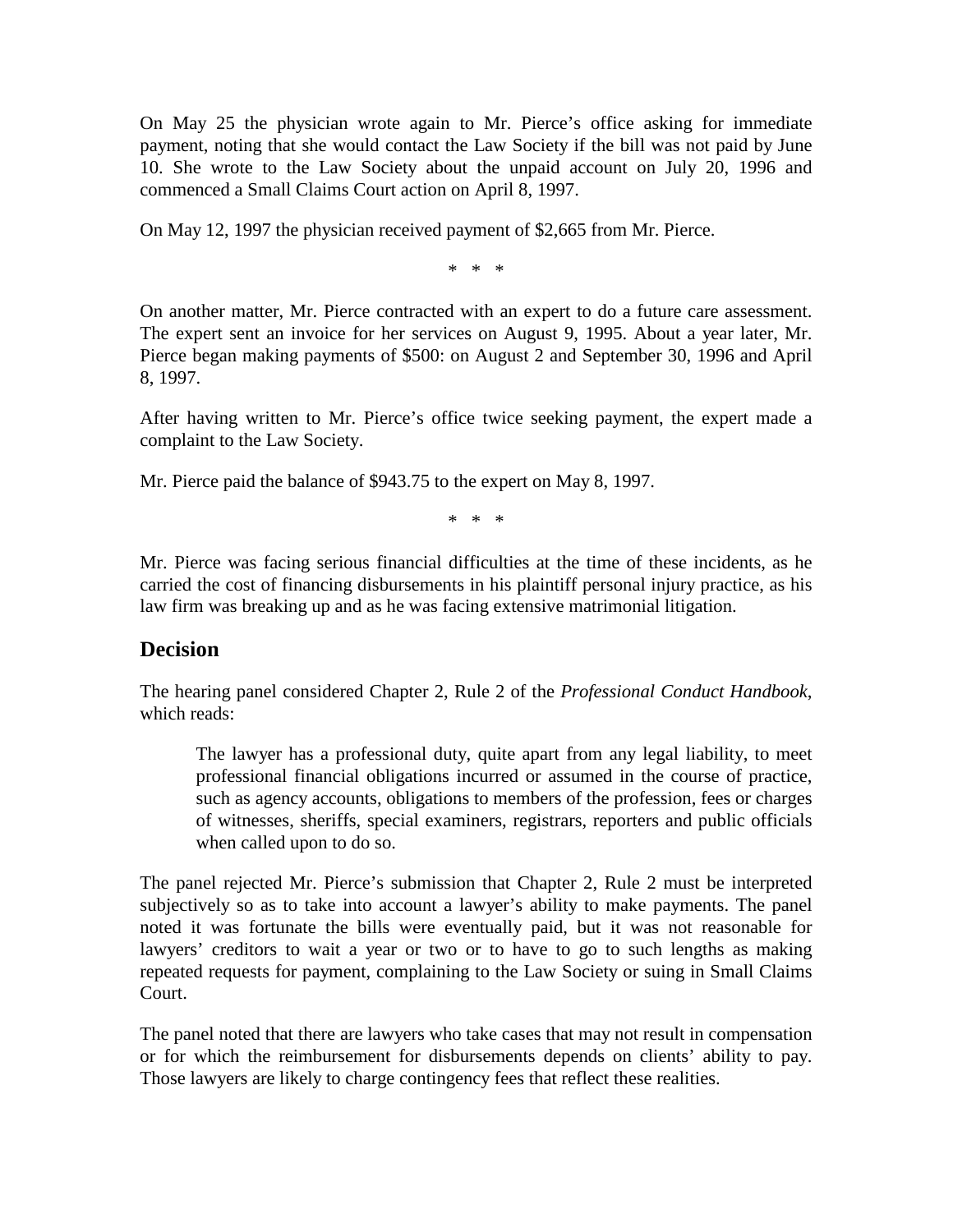On May 25 the physician wrote again to Mr. Pierce's office asking for immediate payment, noting that she would contact the Law Society if the bill was not paid by June 10. She wrote to the Law Society about the unpaid account on July 20, 1996 and commenced a Small Claims Court action on April 8, 1997.

On May 12, 1997 the physician received payment of $2,665 from Mr. Pierce.

\* \* \*

On another matter, Mr. Pierce contracted with an expert to do a future care assessment. The expert sent an invoice for her services on August 9, 1995. About a year later, Mr. Pierce began making payments of $500: on August 2 and September 30, 1996 and April 8, 1997.

After having written to Mr. Pierce's office twice seeking payment, the expert made a complaint to the Law Society.

Mr. Pierce paid the balance of $943.75 to the expert on May 8, 1997.

\* \* \*

Mr. Pierce was facing serious financial difficulties at the time of these incidents, as he carried the cost of financing disbursements in his plaintiff personal injury practice, as his law firm was breaking up and as he was facing extensive matrimonial litigation.

## Decision

The hearing panel considered Chapter 2, Rule 2 of the *Professional Conduct Handbook*, which reads:

> The lawyer has a professional duty, quite apart from any legal liability, to meet professional financial obligations incurred or assumed in the course of practice, such as agency accounts, obligations to members of the profession, fees or charges of witnesses, sheriffs, special examiners, registrars, reporters and public officials when called upon to do so.

The panel rejected Mr. Pierce's submission that Chapter 2, Rule 2 must be interpreted subjectively so as to take into account a lawyer's ability to make payments. The panel noted it was fortunate the bills were eventually paid, but it was not reasonable for lawyers' creditors to wait a year or two or to have to go to such lengths as making repeated requests for payment, complaining to the Law Society or suing in Small Claims Court.

The panel noted that there are lawyers who take cases that may not result in compensation or for which the reimbursement for disbursements depends on clients' ability to pay. Those lawyers are likely to charge contingency fees that reflect these realities.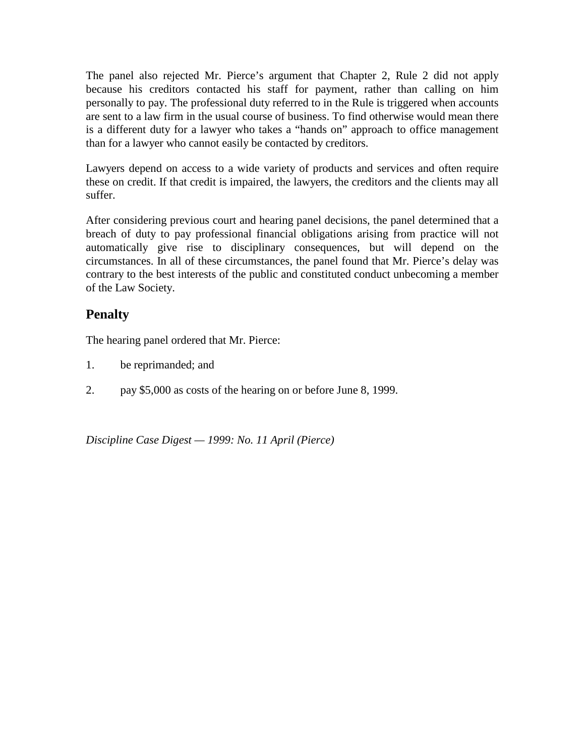The panel also rejected Mr. Pierce's argument that Chapter 2, Rule 2 did not apply because his creditors contacted his staff for payment, rather than calling on him personally to pay. The professional duty referred to in the Rule is triggered when accounts are sent to a law firm in the usual course of business. To find otherwise would mean there is a different duty for a lawyer who takes a "hands on" approach to office management than for a lawyer who cannot easily be contacted by creditors.

Lawyers depend on access to a wide variety of products and services and often require these on credit. If that credit is impaired, the lawyers, the creditors and the clients may all suffer.

After considering previous court and hearing panel decisions, the panel determined that a breach of duty to pay professional financial obligations arising from practice will not automatically give rise to disciplinary consequences, but will depend on the circumstances. In all of these circumstances, the panel found that Mr. Pierce's delay was contrary to the best interests of the public and constituted conduct unbecoming a member of the Law Society.

## Penalty

The hearing panel ordered that Mr. Pierce:

1. be reprimanded; and

2. pay $5,000 as costs of the hearing on or before June 8, 1999.

*Discipline Case Digest — 1999: No. 11 April (Pierce)*